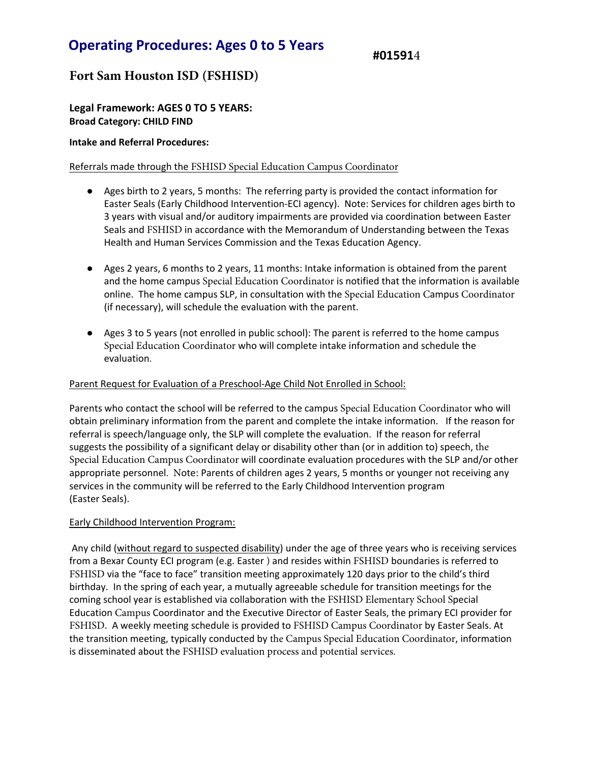# Operating Procedures: Ages 0 to 5 Years

**#015914**

## Fort Sam Houston ISD (FSHISD)

### Legal Framework: AGES 0 TO 5 YEARS:

**Broad Category: CHILD FIND**

**Intake and Referral Procedures:**

Referrals made through the FSHISD Special Education Campus Coordinator

- Ages birth to 2 years, 5 months: The referring party is provided the contact information for Easter Seals (Early Childhood Intervention-ECI agency). Note: Services for children ages birth to 3 years with visual and/or auditory impairments are provided via coordination between Easter Seals and FSHISD in accordance with the Memorandum of Understanding between the Texas Health and Human Services Commission and the Texas Education Agency.

- Ages 2 years, 6 months to 2 years, 11 months: Intake information is obtained from the parent and the home campus Special Education Coordinator is notified that the information is available online. The home campus SLP, in consultation with the Special Education Campus Coordinator (if necessary), will schedule the evaluation with the parent.

- Ages 3 to 5 years (not enrolled in public school): The parent is referred to the home campus Special Education Coordinator who will complete intake information and schedule the evaluation.

Parent Request for Evaluation of a Preschool-Age Child Not Enrolled in School:

Parents who contact the school will be referred to the campus Special Education Coordinator who will obtain preliminary information from the parent and complete the intake information. If the reason for referral is speech/language only, the SLP will complete the evaluation. If the reason for referral suggests the possibility of a significant delay or disability other than (or in addition to) speech, the Special Education Campus Coordinator will coordinate evaluation procedures with the SLP and/or other appropriate personnel. Note: Parents of children ages 2 years, 5 months or younger not receiving any services in the community will be referred to the Early Childhood Intervention program (Easter Seals).

Early Childhood Intervention Program:

Any child (without regard to suspected disability) under the age of three years who is receiving services from a Bexar County ECI program (e.g. Easter ) and resides within FSHISD boundaries is referred to FSHISD via the "face to face" transition meeting approximately 120 days prior to the child's third birthday. In the spring of each year, a mutually agreeable schedule for transition meetings for the coming school year is established via collaboration with the FSHISD Elementary School Special Education Campus Coordinator and the Executive Director of Easter Seals, the primary ECI provider for FSHISD. A weekly meeting schedule is provided to FSHISD Campus Coordinator by Easter Seals. At the transition meeting, typically conducted by the Campus Special Education Coordinator, information is disseminated about the FSHISD evaluation process and potential services.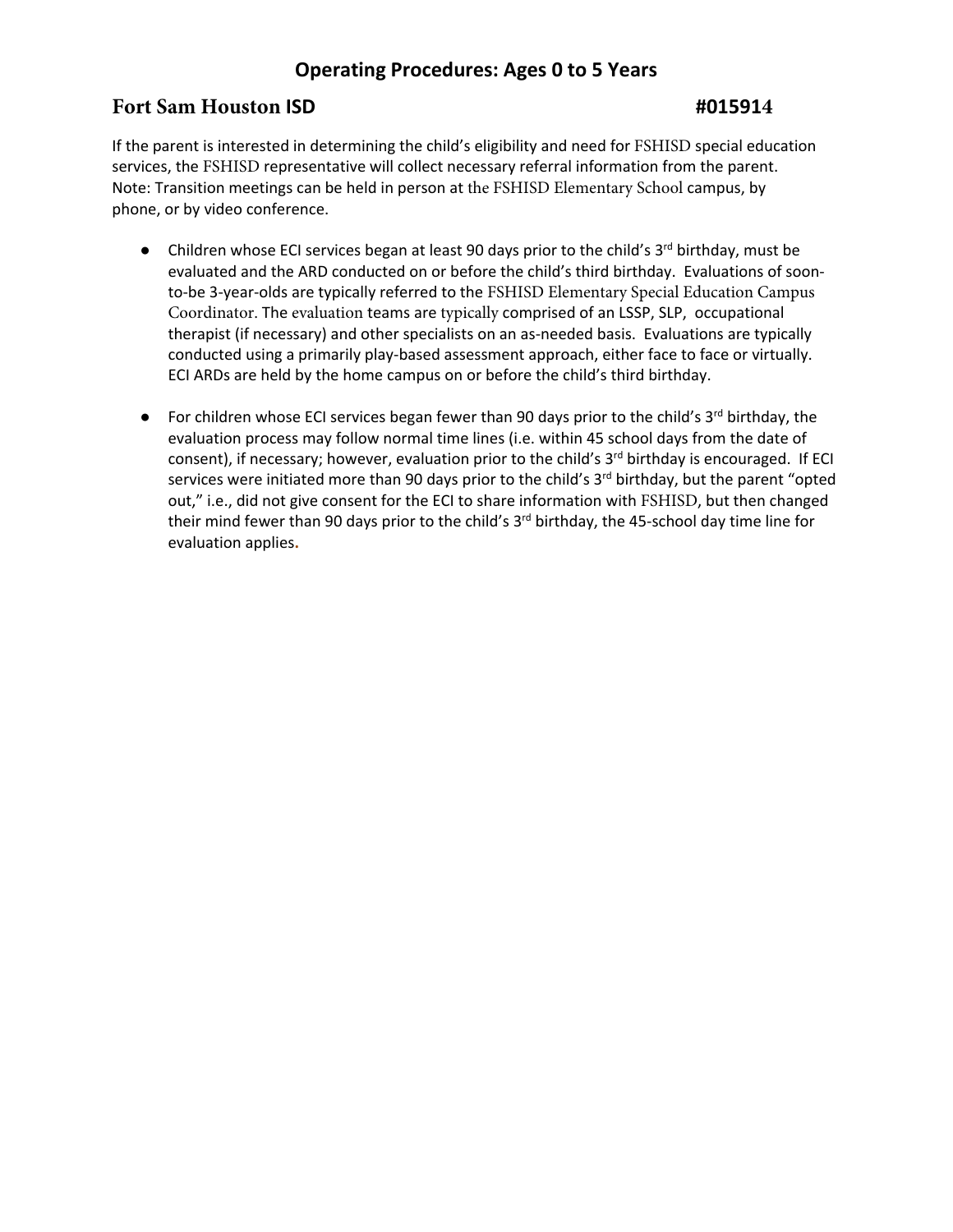## Operating Procedures: Ages 0 to 5 Years

**Fort Sam Houston ISD** **#015914**

If the parent is interested in determining the child's eligibility and need for FSHISD special education services, the FSHISD representative will collect necessary referral information from the parent. Note: Transition meetings can be held in person at the FSHISD Elementary School campus, by phone, or by video conference.

- Children whose ECI services began at least 90 days prior to the child's 3rd birthday, must be evaluated and the ARD conducted on or before the child's third birthday. Evaluations of soon-to-be 3-year-olds are typically referred to the FSHISD Elementary Special Education Campus Coordinator. The evaluation teams are typically comprised of an LSSP, SLP, occupational therapist (if necessary) and other specialists on an as-needed basis. Evaluations are typically conducted using a primarily play-based assessment approach, either face to face or virtually. ECI ARDs are held by the home campus on or before the child's third birthday.

- For children whose ECI services began fewer than 90 days prior to the child's 3rd birthday, the evaluation process may follow normal time lines (i.e. within 45 school days from the date of consent), if necessary; however, evaluation prior to the child's 3rd birthday is encouraged. If ECI services were initiated more than 90 days prior to the child's 3rd birthday, but the parent "opted out," i.e., did not give consent for the ECI to share information with FSHISD, but then changed their mind fewer than 90 days prior to the child's 3rd birthday, the 45-school day time line for evaluation applies.